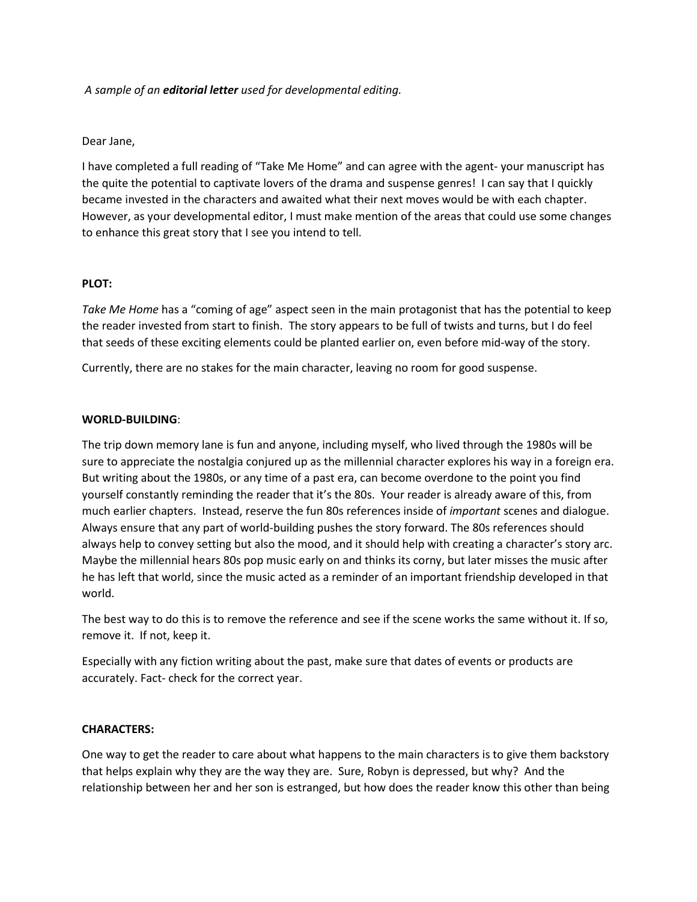*A sample of an **editorial letter** used for developmental editing.*

Dear Jane,

I have completed a full reading of "Take Me Home" and can agree with the agent- your manuscript has the quite the potential to captivate lovers of the drama and suspense genres! I can say that I quickly became invested in the characters and awaited what their next moves would be with each chapter. However, as your developmental editor, I must make mention of the areas that could use some changes to enhance this great story that I see you intend to tell.

**PLOT:**

*Take Me Home* has a "coming of age" aspect seen in the main protagonist that has the potential to keep the reader invested from start to finish. The story appears to be full of twists and turns, but I do feel that seeds of these exciting elements could be planted earlier on, even before mid-way of the story.

Currently, there are no stakes for the main character, leaving no room for good suspense.

**WORLD-BUILDING**:

The trip down memory lane is fun and anyone, including myself, who lived through the 1980s will be sure to appreciate the nostalgia conjured up as the millennial character explores his way in a foreign era. But writing about the 1980s, or any time of a past era, can become overdone to the point you find yourself constantly reminding the reader that it's the 80s. Your reader is already aware of this, from much earlier chapters. Instead, reserve the fun 80s references inside of *important* scenes and dialogue. Always ensure that any part of world-building pushes the story forward. The 80s references should always help to convey setting but also the mood, and it should help with creating a character's story arc. Maybe the millennial hears 80s pop music early on and thinks its corny, but later misses the music after he has left that world, since the music acted as a reminder of an important friendship developed in that world.

The best way to do this is to remove the reference and see if the scene works the same without it. If so, remove it. If not, keep it.

Especially with any fiction writing about the past, make sure that dates of events or products are accurately. Fact- check for the correct year.

**CHARACTERS:**

One way to get the reader to care about what happens to the main characters is to give them backstory that helps explain why they are the way they are. Sure, Robyn is depressed, but why? And the relationship between her and her son is estranged, but how does the reader know this other than being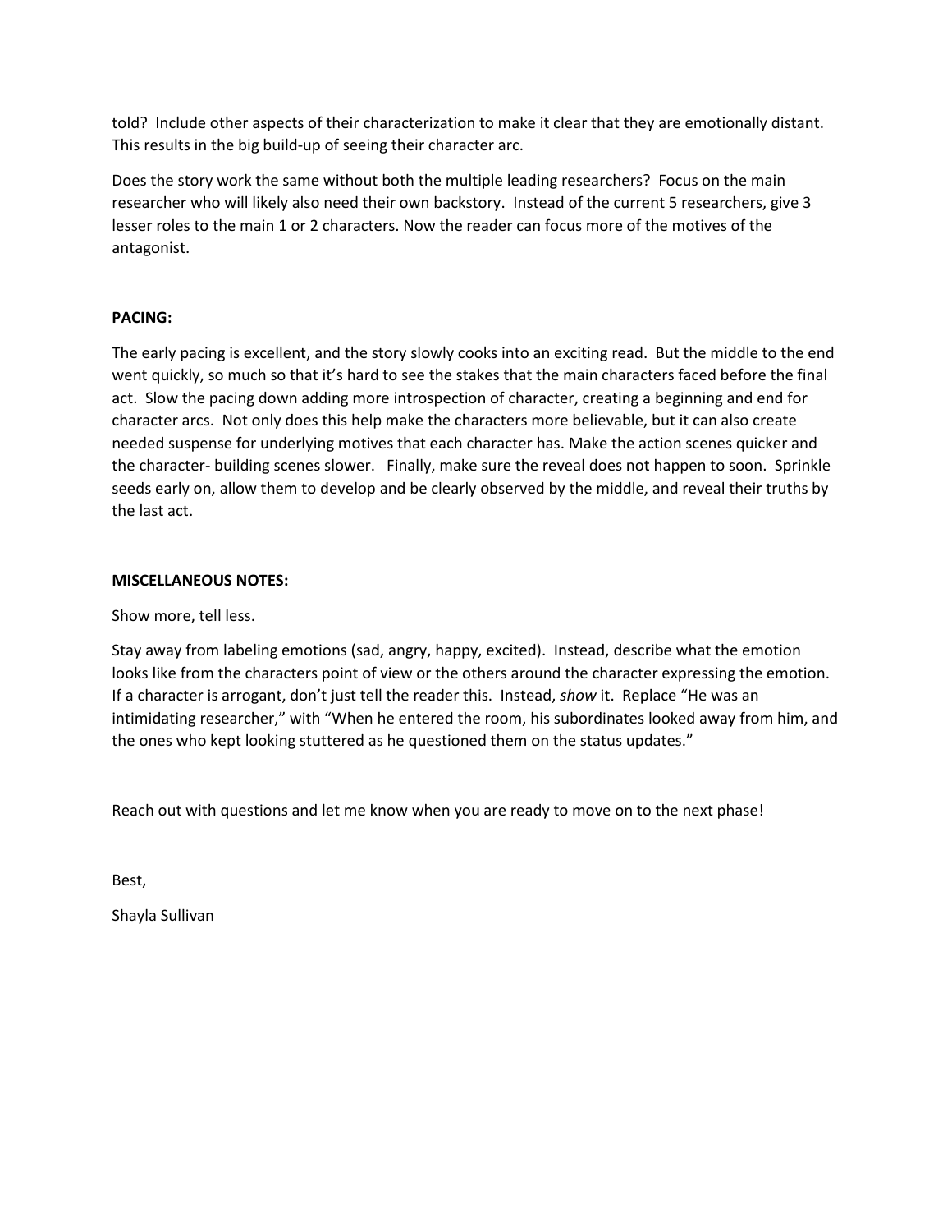told? Include other aspects of their characterization to make it clear that they are emotionally distant. This results in the big build-up of seeing their character arc.

Does the story work the same without both the multiple leading researchers? Focus on the main researcher who will likely also need their own backstory. Instead of the current 5 researchers, give 3 lesser roles to the main 1 or 2 characters. Now the reader can focus more of the motives of the antagonist.

**PACING:**

The early pacing is excellent, and the story slowly cooks into an exciting read. But the middle to the end went quickly, so much so that it's hard to see the stakes that the main characters faced before the final act. Slow the pacing down adding more introspection of character, creating a beginning and end for character arcs. Not only does this help make the characters more believable, but it can also create needed suspense for underlying motives that each character has. Make the action scenes quicker and the character- building scenes slower. Finally, make sure the reveal does not happen to soon. Sprinkle seeds early on, allow them to develop and be clearly observed by the middle, and reveal their truths by the last act.

**MISCELLANEOUS NOTES:**

Show more, tell less.

Stay away from labeling emotions (sad, angry, happy, excited). Instead, describe what the emotion looks like from the characters point of view or the others around the character expressing the emotion. If a character is arrogant, don't just tell the reader this. Instead, *show* it. Replace "He was an intimidating researcher," with "When he entered the room, his subordinates looked away from him, and the ones who kept looking stuttered as he questioned them on the status updates."

Reach out with questions and let me know when you are ready to move on to the next phase!

Best,

Shayla Sullivan